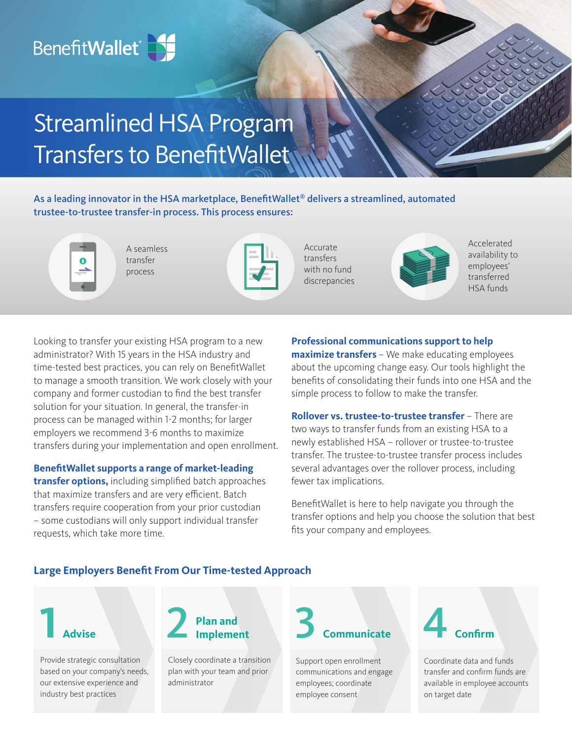BenefitWallet®

# Streamlined HSA Program Transfers to BenefitWallet

**As a leading innovator in the HSA marketplace, BenefitWallet® delivers a streamlined, automated trustee-to-trustee transfer-in process. This process ensures:**

- A seamless transfer process
- Accurate transfers with no fund discrepancies
- Accelerated availability to employees' transferred HSA funds

Looking to transfer your existing HSA program to a new administrator? With 15 years in the HSA industry and time-tested best practices, you can rely on BenefitWallet to manage a smooth transition. We work closely with your company and former custodian to find the best transfer solution for your situation. In general, the transfer-in process can be managed within 1-2 months; for larger employers we recommend 3-6 months to maximize transfers during your implementation and open enrollment.

**BenefitWallet supports a range of market-leading transfer options,** including simplified batch approaches that maximize transfers and are very efficient. Batch transfers require cooperation from your prior custodian – some custodians will only support individual transfer requests, which take more time.

**Professional communications support to help maximize transfers** – We make educating employees about the upcoming change easy. Our tools highlight the benefits of consolidating their funds into one HSA and the simple process to follow to make the transfer.

**Rollover vs. trustee-to-trustee transfer** – There are two ways to transfer funds from an existing HSA to a newly established HSA – rollover or trustee-to-trustee transfer. The trustee-to-trustee transfer process includes several advantages over the rollover process, including fewer tax implications.

BenefitWallet is here to help navigate you through the transfer options and help you choose the solution that best fits your company and employees.

## Large Employers Benefit From Our Time-tested Approach

**1 Advise**

Provide strategic consultation based on your company's needs, our extensive experience and industry best practices

**2 Plan and Implement**

Closely coordinate a transition plan with your team and prior administrator

**3 Communicate**

Support open enrollment communications and engage employees; coordinate employee consent

**4 Confirm**

Coordinate data and funds transfer and confirm funds are available in employee accounts on target date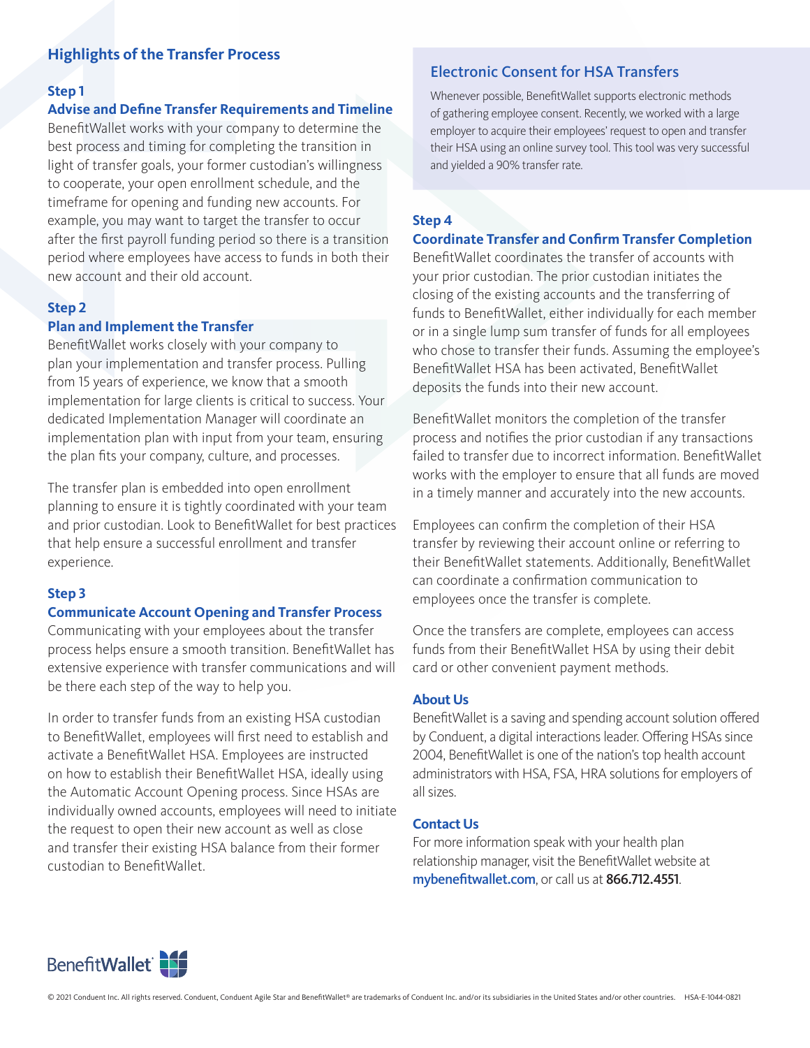## Highlights of the Transfer Process

### Step 1
### Advise and Define Transfer Requirements and Timeline

BenefitWallet works with your company to determine the best process and timing for completing the transition in light of transfer goals, your former custodian's willingness to cooperate, your open enrollment schedule, and the timeframe for opening and funding new accounts. For example, you may want to target the transfer to occur after the first payroll funding period so there is a transition period where employees have access to funds in both their new account and their old account.

### Step 2
### Plan and Implement the Transfer

BenefitWallet works closely with your company to plan your implementation and transfer process. Pulling from 15 years of experience, we know that a smooth implementation for large clients is critical to success. Your dedicated Implementation Manager will coordinate an implementation plan with input from your team, ensuring the plan fits your company, culture, and processes.

The transfer plan is embedded into open enrollment planning to ensure it is tightly coordinated with your team and prior custodian. Look to BenefitWallet for best practices that help ensure a successful enrollment and transfer experience.

### Step 3
### Communicate Account Opening and Transfer Process

Communicating with your employees about the transfer process helps ensure a smooth transition. BenefitWallet has extensive experience with transfer communications and will be there each step of the way to help you.

In order to transfer funds from an existing HSA custodian to BenefitWallet, employees will first need to establish and activate a BenefitWallet HSA. Employees are instructed on how to establish their BenefitWallet HSA, ideally using the Automatic Account Opening process. Since HSAs are individually owned accounts, employees will need to initiate the request to open their new account as well as close and transfer their existing HSA balance from their former custodian to BenefitWallet.

## Electronic Consent for HSA Transfers

Whenever possible, BenefitWallet supports electronic methods of gathering employee consent. Recently, we worked with a large employer to acquire their employees' request to open and transfer their HSA using an online survey tool. This tool was very successful and yielded a 90% transfer rate.

### Step 4
### Coordinate Transfer and Confirm Transfer Completion

BenefitWallet coordinates the transfer of accounts with your prior custodian. The prior custodian initiates the closing of the existing accounts and the transferring of funds to BenefitWallet, either individually for each member or in a single lump sum transfer of funds for all employees who chose to transfer their funds. Assuming the employee's BenefitWallet HSA has been activated, BenefitWallet deposits the funds into their new account.

BenefitWallet monitors the completion of the transfer process and notifies the prior custodian if any transactions failed to transfer due to incorrect information. BenefitWallet works with the employer to ensure that all funds are moved in a timely manner and accurately into the new accounts.

Employees can confirm the completion of their HSA transfer by reviewing their account online or referring to their BenefitWallet statements. Additionally, BenefitWallet can coordinate a confirmation communication to employees once the transfer is complete.

Once the transfers are complete, employees can access funds from their BenefitWallet HSA by using their debit card or other convenient payment methods.

## About Us

BenefitWallet is a saving and spending account solution offered by Conduent, a digital interactions leader. Offering HSAs since 2004, BenefitWallet is one of the nation's top health account administrators with HSA, FSA, HRA solutions for employers of all sizes.

## Contact Us

For more information speak with your health plan relationship manager, visit the BenefitWallet website at mybenefitwallet.com, or call us at **866.712.4551**.

BenefitWallet

© 2021 Conduent Inc. All rights reserved. Conduent, Conduent Agile Star and BenefitWallet® are trademarks of Conduent Inc. and/or its subsidiaries in the United States and/or other countries. HSA-E-1044-0821